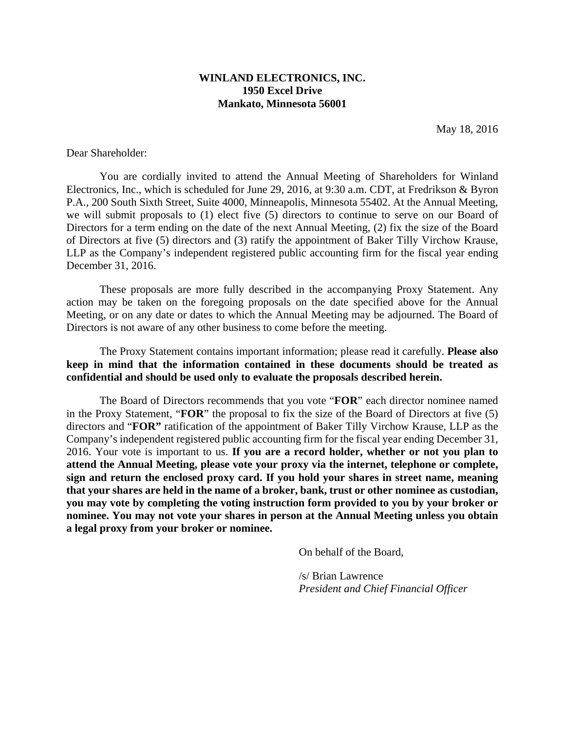**WINLAND ELECTRONICS, INC.**
**1950 Excel Drive**
**Mankato, Minnesota 56001**

May 18, 2016

Dear Shareholder:

You are cordially invited to attend the Annual Meeting of Shareholders for Winland Electronics, Inc., which is scheduled for June 29, 2016, at 9:30 a.m. CDT, at Fredrikson & Byron P.A., 200 South Sixth Street, Suite 4000, Minneapolis, Minnesota 55402. At the Annual Meeting, we will submit proposals to (1) elect five (5) directors to continue to serve on our Board of Directors for a term ending on the date of the next Annual Meeting, (2) fix the size of the Board of Directors at five (5) directors and (3) ratify the appointment of Baker Tilly Virchow Krause, LLP as the Company's independent registered public accounting firm for the fiscal year ending December 31, 2016.

These proposals are more fully described in the accompanying Proxy Statement. Any action may be taken on the foregoing proposals on the date specified above for the Annual Meeting, or on any date or dates to which the Annual Meeting may be adjourned. The Board of Directors is not aware of any other business to come before the meeting.

The Proxy Statement contains important information; please read it carefully. **Please also keep in mind that the information contained in these documents should be treated as confidential and should be used only to evaluate the proposals described herein.**

The Board of Directors recommends that you vote "**FOR**" each director nominee named in the Proxy Statement, "**FOR**" the proposal to fix the size of the Board of Directors at five (5) directors and "**FOR"** ratification of the appointment of Baker Tilly Virchow Krause, LLP as the Company's independent registered public accounting firm for the fiscal year ending December 31, 2016. Your vote is important to us. **If you are a record holder, whether or not you plan to attend the Annual Meeting, please vote your proxy via the internet, telephone or complete, sign and return the enclosed proxy card. If you hold your shares in street name, meaning that your shares are held in the name of a broker, bank, trust or other nominee as custodian, you may vote by completing the voting instruction form provided to you by your broker or nominee. You may not vote your shares in person at the Annual Meeting unless you obtain a legal proxy from your broker or nominee.**

On behalf of the Board,

/s/ Brian Lawrence
*President and Chief Financial Officer*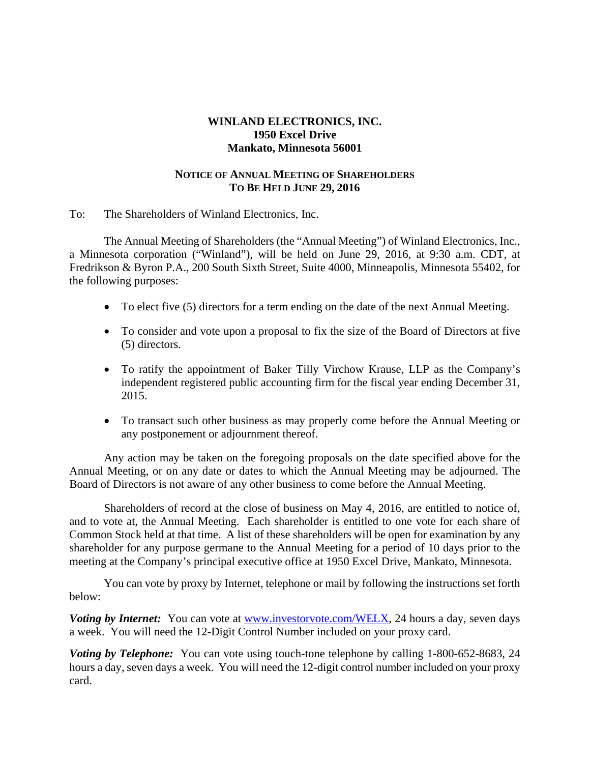**WINLAND ELECTRONICS, INC.**
**1950 Excel Drive**
**Mankato, Minnesota 56001**

**NOTICE OF ANNUAL MEETING OF SHAREHOLDERS**
**TO BE HELD JUNE 29, 2016**

To: The Shareholders of Winland Electronics, Inc.

The Annual Meeting of Shareholders (the "Annual Meeting") of Winland Electronics, Inc., a Minnesota corporation ("Winland"), will be held on June 29, 2016, at 9:30 a.m. CDT, at Fredrikson & Byron P.A., 200 South Sixth Street, Suite 4000, Minneapolis, Minnesota 55402, for the following purposes:

- To elect five (5) directors for a term ending on the date of the next Annual Meeting.
- To consider and vote upon a proposal to fix the size of the Board of Directors at five (5) directors.
- To ratify the appointment of Baker Tilly Virchow Krause, LLP as the Company's independent registered public accounting firm for the fiscal year ending December 31, 2015.
- To transact such other business as may properly come before the Annual Meeting or any postponement or adjournment thereof.

Any action may be taken on the foregoing proposals on the date specified above for the Annual Meeting, or on any date or dates to which the Annual Meeting may be adjourned. The Board of Directors is not aware of any other business to come before the Annual Meeting.

Shareholders of record at the close of business on May 4, 2016, are entitled to notice of, and to vote at, the Annual Meeting. Each shareholder is entitled to one vote for each share of Common Stock held at that time. A list of these shareholders will be open for examination by any shareholder for any purpose germane to the Annual Meeting for a period of 10 days prior to the meeting at the Company's principal executive office at 1950 Excel Drive, Mankato, Minnesota.

You can vote by proxy by Internet, telephone or mail by following the instructions set forth below:

***Voting by Internet:*** You can vote at www.investorvote.com/WELX, 24 hours a day, seven days a week. You will need the 12-Digit Control Number included on your proxy card.

***Voting by Telephone:*** You can vote using touch-tone telephone by calling 1-800-652-8683, 24 hours a day, seven days a week. You will need the 12-digit control number included on your proxy card.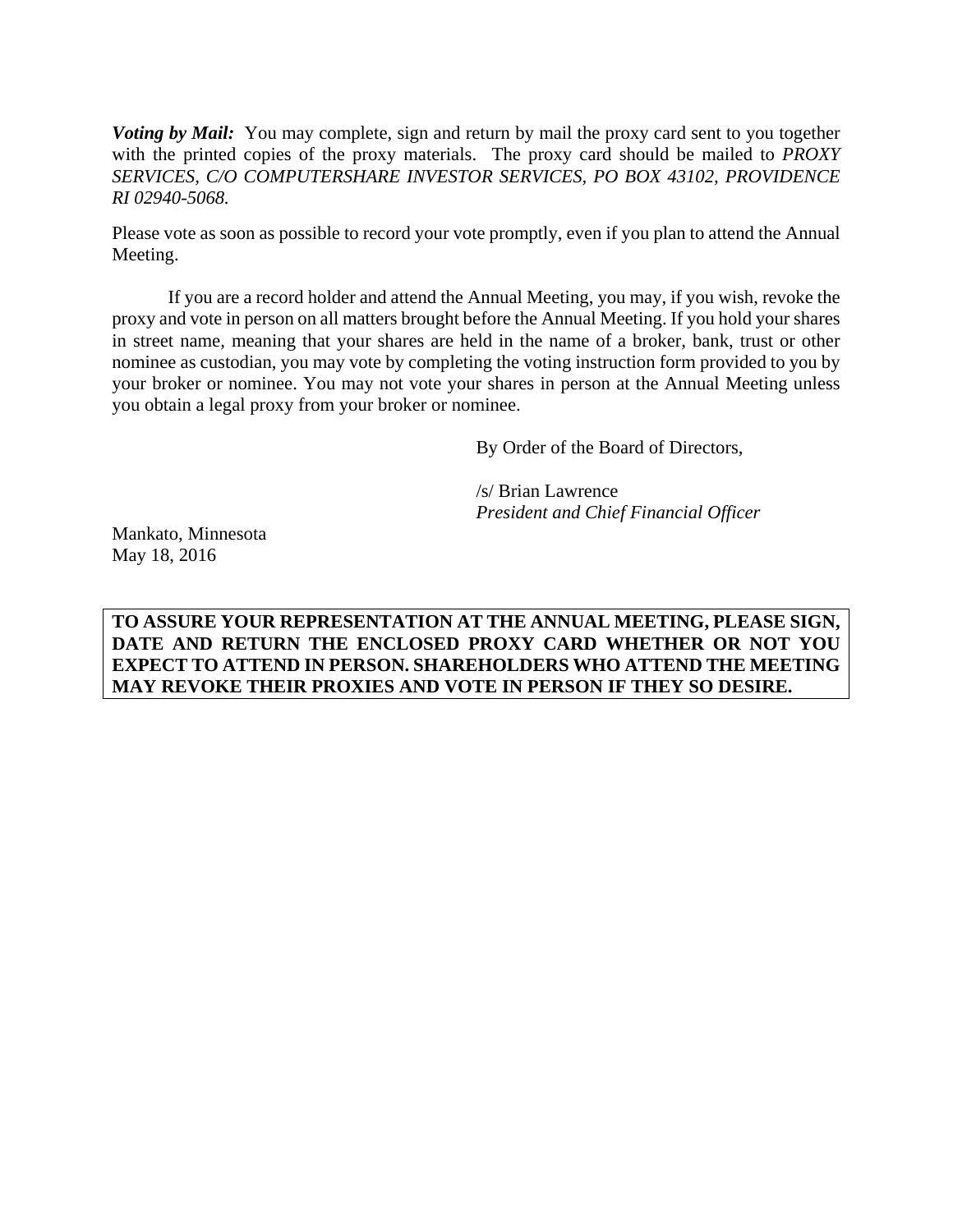***Voting by Mail:*** You may complete, sign and return by mail the proxy card sent to you together with the printed copies of the proxy materials. The proxy card should be mailed to *PROXY SERVICES, C/O COMPUTERSHARE INVESTOR SERVICES, PO BOX 43102, PROVIDENCE RI 02940-5068.*

Please vote as soon as possible to record your vote promptly, even if you plan to attend the Annual Meeting.

If you are a record holder and attend the Annual Meeting, you may, if you wish, revoke the proxy and vote in person on all matters brought before the Annual Meeting. If you hold your shares in street name, meaning that your shares are held in the name of a broker, bank, trust or other nominee as custodian, you may vote by completing the voting instruction form provided to you by your broker or nominee. You may not vote your shares in person at the Annual Meeting unless you obtain a legal proxy from your broker or nominee.

By Order of the Board of Directors,

/s/ Brian Lawrence
*President and Chief Financial Officer*

Mankato, Minnesota
May 18, 2016

**TO ASSURE YOUR REPRESENTATION AT THE ANNUAL MEETING, PLEASE SIGN, DATE AND RETURN THE ENCLOSED PROXY CARD WHETHER OR NOT YOU EXPECT TO ATTEND IN PERSON. SHAREHOLDERS WHO ATTEND THE MEETING MAY REVOKE THEIR PROXIES AND VOTE IN PERSON IF THEY SO DESIRE.**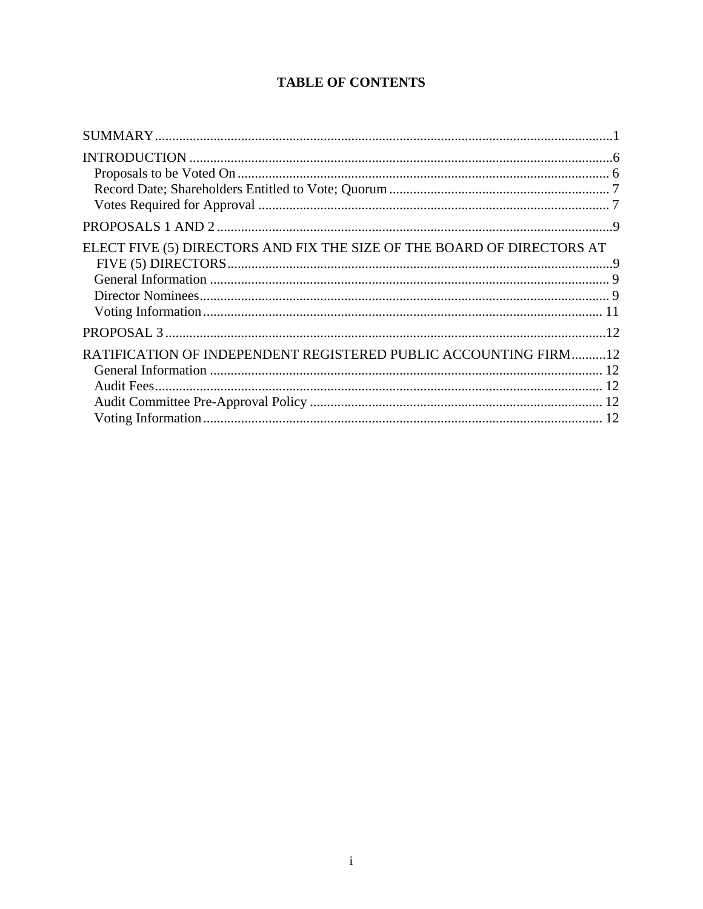# TABLE OF CONTENTS

SUMMARY .......... 1

INTRODUCTION .......... 6
- Proposals to be Voted On .......... 6
- Record Date; Shareholders Entitled to Vote; Quorum .......... 7
- Votes Required for Approval .......... 7

PROPOSALS 1 AND 2 .......... 9

ELECT FIVE (5) DIRECTORS AND FIX THE SIZE OF THE BOARD OF DIRECTORS AT FIVE (5) DIRECTORS .......... 9
- General Information .......... 9
- Director Nominees .......... 9
- Voting Information .......... 11

PROPOSAL 3 .......... 12

RATIFICATION OF INDEPENDENT REGISTERED PUBLIC ACCOUNTING FIRM .......... 12
- General Information .......... 12
- Audit Fees .......... 12
- Audit Committee Pre-Approval Policy .......... 12
- Voting Information .......... 12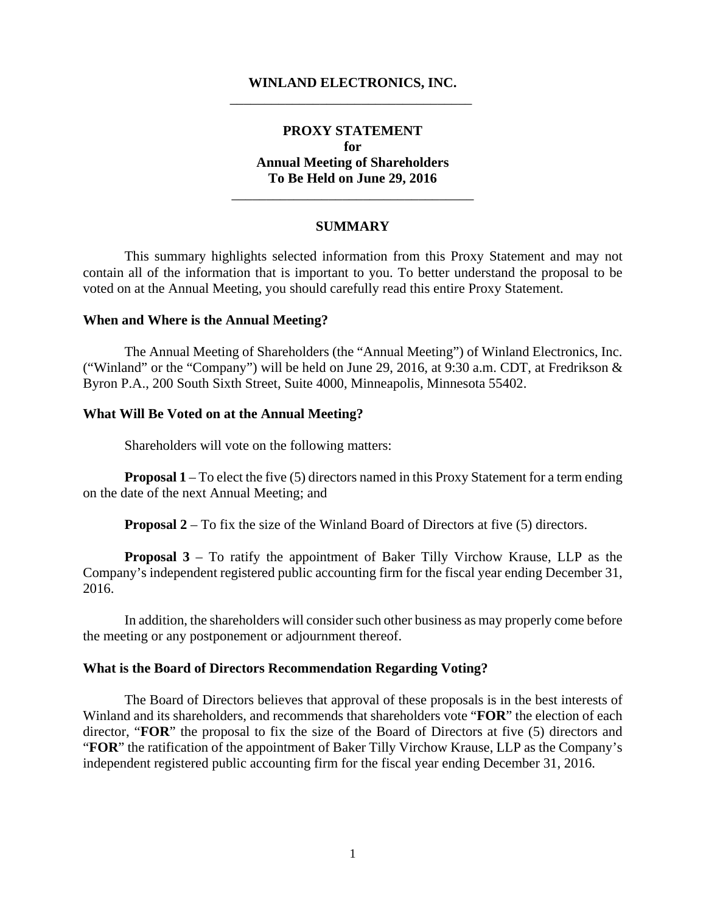**WINLAND ELECTRONICS, INC.**

---

**PROXY STATEMENT**
**for**
**Annual Meeting of Shareholders**
**To Be Held on June 29, 2016**

---

## SUMMARY

This summary highlights selected information from this Proxy Statement and may not contain all of the information that is important to you. To better understand the proposal to be voted on at the Annual Meeting, you should carefully read this entire Proxy Statement.

### When and Where is the Annual Meeting?

The Annual Meeting of Shareholders (the "Annual Meeting") of Winland Electronics, Inc. ("Winland" or the "Company") will be held on June 29, 2016, at 9:30 a.m. CDT, at Fredrikson & Byron P.A., 200 South Sixth Street, Suite 4000, Minneapolis, Minnesota 55402.

### What Will Be Voted on at the Annual Meeting?

Shareholders will vote on the following matters:

**Proposal 1** – To elect the five (5) directors named in this Proxy Statement for a term ending on the date of the next Annual Meeting; and

**Proposal 2** – To fix the size of the Winland Board of Directors at five (5) directors.

**Proposal 3** – To ratify the appointment of Baker Tilly Virchow Krause, LLP as the Company's independent registered public accounting firm for the fiscal year ending December 31, 2016.

In addition, the shareholders will consider such other business as may properly come before the meeting or any postponement or adjournment thereof.

### What is the Board of Directors Recommendation Regarding Voting?

The Board of Directors believes that approval of these proposals is in the best interests of Winland and its shareholders, and recommends that shareholders vote "**FOR**" the election of each director, "**FOR**" the proposal to fix the size of the Board of Directors at five (5) directors and "**FOR**" the ratification of the appointment of Baker Tilly Virchow Krause, LLP as the Company's independent registered public accounting firm for the fiscal year ending December 31, 2016.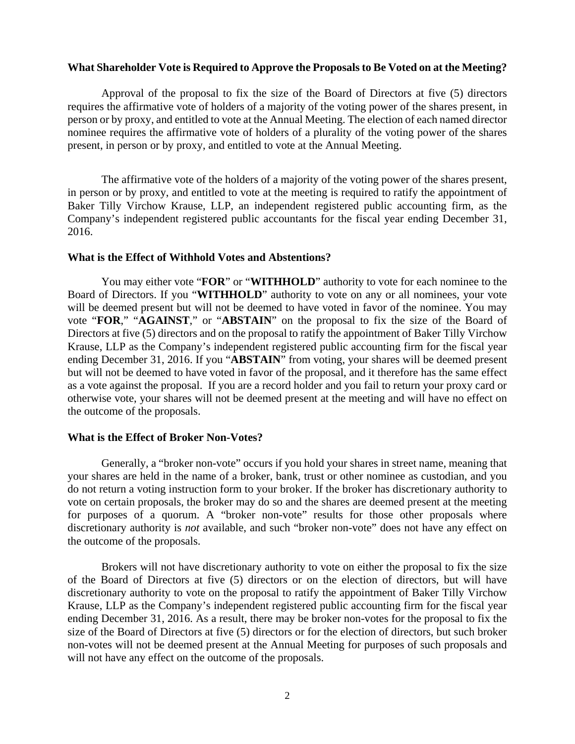### What Shareholder Vote is Required to Approve the Proposals to Be Voted on at the Meeting?

Approval of the proposal to fix the size of the Board of Directors at five (5) directors requires the affirmative vote of holders of a majority of the voting power of the shares present, in person or by proxy, and entitled to vote at the Annual Meeting. The election of each named director nominee requires the affirmative vote of holders of a plurality of the voting power of the shares present, in person or by proxy, and entitled to vote at the Annual Meeting.

The affirmative vote of the holders of a majority of the voting power of the shares present, in person or by proxy, and entitled to vote at the meeting is required to ratify the appointment of Baker Tilly Virchow Krause, LLP, an independent registered public accounting firm, as the Company's independent registered public accountants for the fiscal year ending December 31, 2016.

### What is the Effect of Withhold Votes and Abstentions?

You may either vote "**FOR**" or "**WITHHOLD**" authority to vote for each nominee to the Board of Directors. If you "**WITHHOLD**" authority to vote on any or all nominees, your vote will be deemed present but will not be deemed to have voted in favor of the nominee. You may vote "**FOR**," "**AGAINST**," or "**ABSTAIN**" on the proposal to fix the size of the Board of Directors at five (5) directors and on the proposal to ratify the appointment of Baker Tilly Virchow Krause, LLP as the Company's independent registered public accounting firm for the fiscal year ending December 31, 2016. If you "**ABSTAIN**" from voting, your shares will be deemed present but will not be deemed to have voted in favor of the proposal, and it therefore has the same effect as a vote against the proposal. If you are a record holder and you fail to return your proxy card or otherwise vote, your shares will not be deemed present at the meeting and will have no effect on the outcome of the proposals.

### What is the Effect of Broker Non-Votes?

Generally, a "broker non-vote" occurs if you hold your shares in street name, meaning that your shares are held in the name of a broker, bank, trust or other nominee as custodian, and you do not return a voting instruction form to your broker. If the broker has discretionary authority to vote on certain proposals, the broker may do so and the shares are deemed present at the meeting for purposes of a quorum. A "broker non-vote" results for those other proposals where discretionary authority is *not* available, and such "broker non-vote" does not have any effect on the outcome of the proposals.

Brokers will not have discretionary authority to vote on either the proposal to fix the size of the Board of Directors at five (5) directors or on the election of directors, but will have discretionary authority to vote on the proposal to ratify the appointment of Baker Tilly Virchow Krause, LLP as the Company's independent registered public accounting firm for the fiscal year ending December 31, 2016. As a result, there may be broker non-votes for the proposal to fix the size of the Board of Directors at five (5) directors or for the election of directors, but such broker non-votes will not be deemed present at the Annual Meeting for purposes of such proposals and will not have any effect on the outcome of the proposals.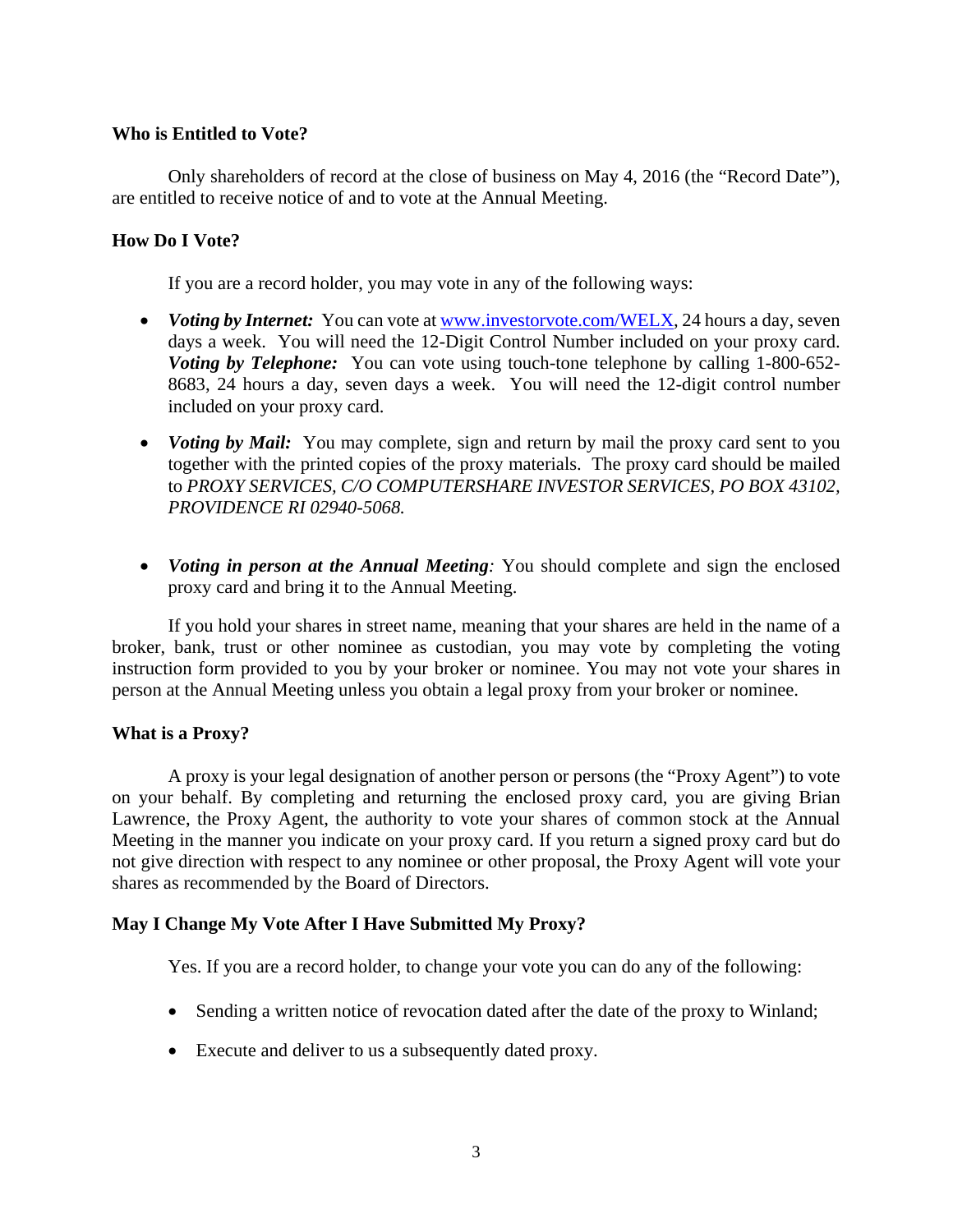**Who is Entitled to Vote?**

Only shareholders of record at the close of business on May 4, 2016 (the "Record Date"), are entitled to receive notice of and to vote at the Annual Meeting.

**How Do I Vote?**

If you are a record holder, you may vote in any of the following ways:

- ***Voting by Internet:*** You can vote at [www.investorvote.com/WELX](http://www.investorvote.com/WELX), 24 hours a day, seven days a week. You will need the 12-Digit Control Number included on your proxy card. ***Voting by Telephone:*** You can vote using touch-tone telephone by calling 1-800-652-8683, 24 hours a day, seven days a week. You will need the 12-digit control number included on your proxy card.
- ***Voting by Mail:*** You may complete, sign and return by mail the proxy card sent to you together with the printed copies of the proxy materials. The proxy card should be mailed to *PROXY SERVICES, C/O COMPUTERSHARE INVESTOR SERVICES, PO BOX 43102, PROVIDENCE RI 02940-5068.*
- ***Voting in person at the Annual Meeting:*** You should complete and sign the enclosed proxy card and bring it to the Annual Meeting.

If you hold your shares in street name, meaning that your shares are held in the name of a broker, bank, trust or other nominee as custodian, you may vote by completing the voting instruction form provided to you by your broker or nominee. You may not vote your shares in person at the Annual Meeting unless you obtain a legal proxy from your broker or nominee.

**What is a Proxy?**

A proxy is your legal designation of another person or persons (the "Proxy Agent") to vote on your behalf. By completing and returning the enclosed proxy card, you are giving Brian Lawrence, the Proxy Agent, the authority to vote your shares of common stock at the Annual Meeting in the manner you indicate on your proxy card. If you return a signed proxy card but do not give direction with respect to any nominee or other proposal, the Proxy Agent will vote your shares as recommended by the Board of Directors.

**May I Change My Vote After I Have Submitted My Proxy?**

Yes. If you are a record holder, to change your vote you can do any of the following:

- Sending a written notice of revocation dated after the date of the proxy to Winland;
- Execute and deliver to us a subsequently dated proxy.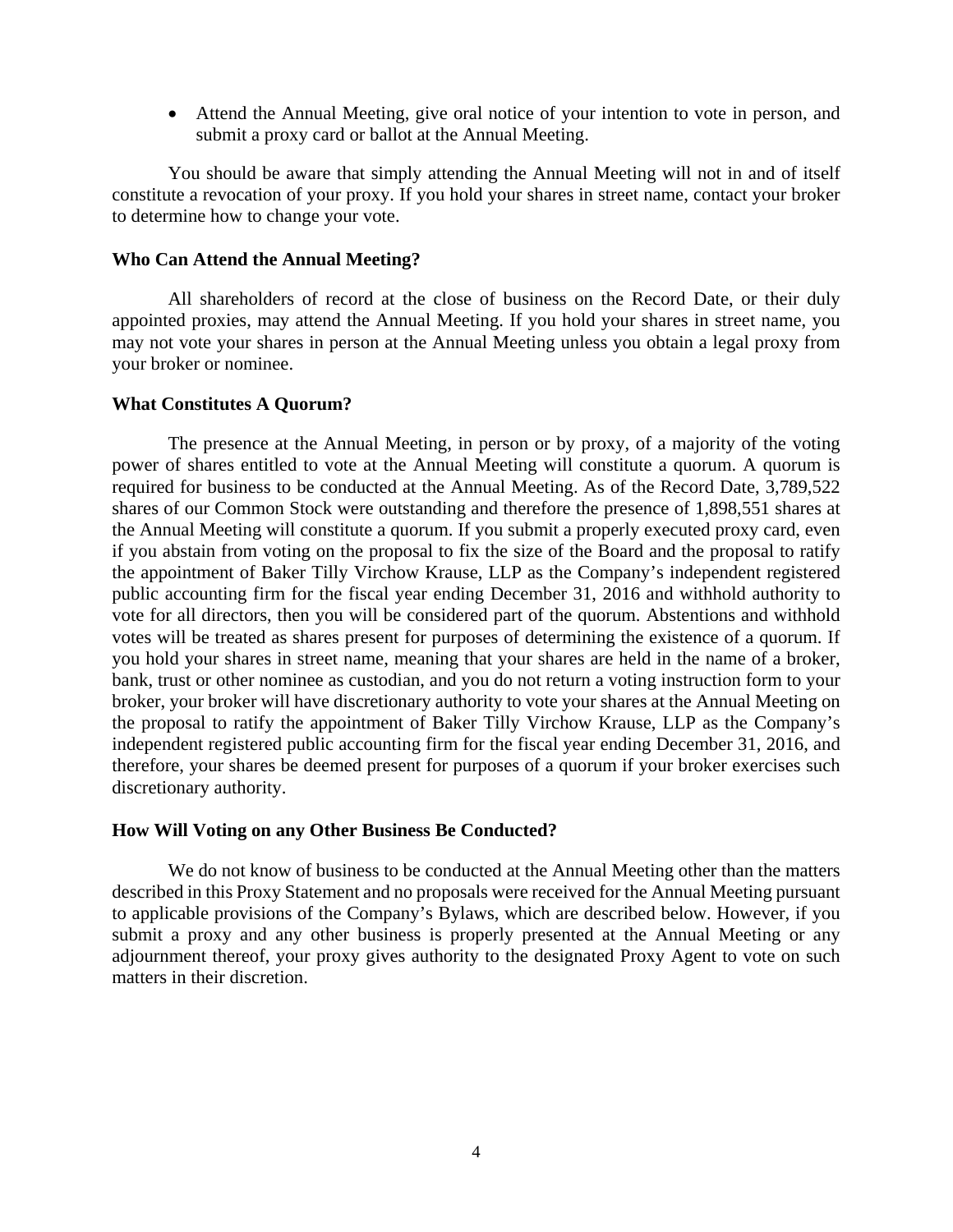- Attend the Annual Meeting, give oral notice of your intention to vote in person, and submit a proxy card or ballot at the Annual Meeting.

You should be aware that simply attending the Annual Meeting will not in and of itself constitute a revocation of your proxy. If you hold your shares in street name, contact your broker to determine how to change your vote.

**Who Can Attend the Annual Meeting?**

All shareholders of record at the close of business on the Record Date, or their duly appointed proxies, may attend the Annual Meeting. If you hold your shares in street name, you may not vote your shares in person at the Annual Meeting unless you obtain a legal proxy from your broker or nominee.

**What Constitutes A Quorum?**

The presence at the Annual Meeting, in person or by proxy, of a majority of the voting power of shares entitled to vote at the Annual Meeting will constitute a quorum. A quorum is required for business to be conducted at the Annual Meeting. As of the Record Date, 3,789,522 shares of our Common Stock were outstanding and therefore the presence of 1,898,551 shares at the Annual Meeting will constitute a quorum. If you submit a properly executed proxy card, even if you abstain from voting on the proposal to fix the size of the Board and the proposal to ratify the appointment of Baker Tilly Virchow Krause, LLP as the Company's independent registered public accounting firm for the fiscal year ending December 31, 2016 and withhold authority to vote for all directors, then you will be considered part of the quorum. Abstentions and withhold votes will be treated as shares present for purposes of determining the existence of a quorum. If you hold your shares in street name, meaning that your shares are held in the name of a broker, bank, trust or other nominee as custodian, and you do not return a voting instruction form to your broker, your broker will have discretionary authority to vote your shares at the Annual Meeting on the proposal to ratify the appointment of Baker Tilly Virchow Krause, LLP as the Company's independent registered public accounting firm for the fiscal year ending December 31, 2016, and therefore, your shares be deemed present for purposes of a quorum if your broker exercises such discretionary authority.

**How Will Voting on any Other Business Be Conducted?**

We do not know of business to be conducted at the Annual Meeting other than the matters described in this Proxy Statement and no proposals were received for the Annual Meeting pursuant to applicable provisions of the Company's Bylaws, which are described below. However, if you submit a proxy and any other business is properly presented at the Annual Meeting or any adjournment thereof, your proxy gives authority to the designated Proxy Agent to vote on such matters in their discretion.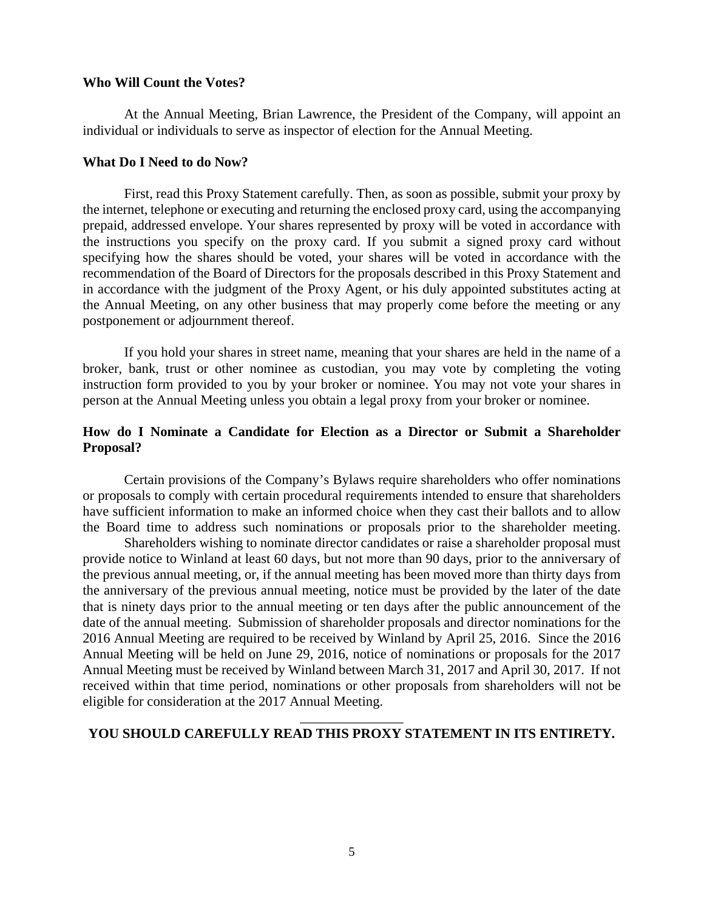**Who Will Count the Votes?**

At the Annual Meeting, Brian Lawrence, the President of the Company, will appoint an individual or individuals to serve as inspector of election for the Annual Meeting.

**What Do I Need to do Now?**

First, read this Proxy Statement carefully. Then, as soon as possible, submit your proxy by the internet, telephone or executing and returning the enclosed proxy card, using the accompanying prepaid, addressed envelope. Your shares represented by proxy will be voted in accordance with the instructions you specify on the proxy card. If you submit a signed proxy card without specifying how the shares should be voted, your shares will be voted in accordance with the recommendation of the Board of Directors for the proposals described in this Proxy Statement and in accordance with the judgment of the Proxy Agent, or his duly appointed substitutes acting at the Annual Meeting, on any other business that may properly come before the meeting or any postponement or adjournment thereof.

If you hold your shares in street name, meaning that your shares are held in the name of a broker, bank, trust or other nominee as custodian, you may vote by completing the voting instruction form provided to you by your broker or nominee. You may not vote your shares in person at the Annual Meeting unless you obtain a legal proxy from your broker or nominee.

**How do I Nominate a Candidate for Election as a Director or Submit a Shareholder Proposal?**

Certain provisions of the Company's Bylaws require shareholders who offer nominations or proposals to comply with certain procedural requirements intended to ensure that shareholders have sufficient information to make an informed choice when they cast their ballots and to allow the Board time to address such nominations or proposals prior to the shareholder meeting.

Shareholders wishing to nominate director candidates or raise a shareholder proposal must provide notice to Winland at least 60 days, but not more than 90 days, prior to the anniversary of the previous annual meeting, or, if the annual meeting has been moved more than thirty days from the anniversary of the previous annual meeting, notice must be provided by the later of the date that is ninety days prior to the annual meeting or ten days after the public announcement of the date of the annual meeting. Submission of shareholder proposals and director nominations for the 2016 Annual Meeting are required to be received by Winland by April 25, 2016. Since the 2016 Annual Meeting will be held on June 29, 2016, notice of nominations or proposals for the 2017 Annual Meeting must be received by Winland between March 31, 2017 and April 30, 2017. If not received within that time period, nominations or other proposals from shareholders will not be eligible for consideration at the 2017 Annual Meeting.

---

**YOU SHOULD CAREFULLY READ THIS PROXY STATEMENT IN ITS ENTIRETY.**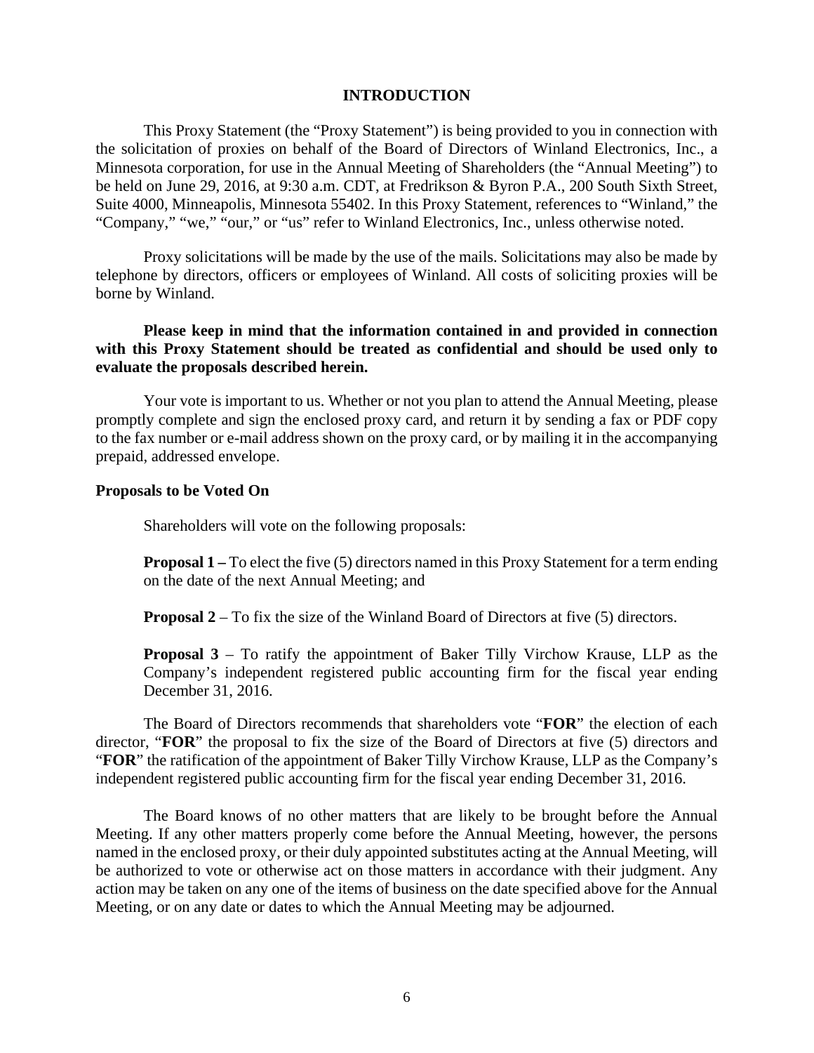## INTRODUCTION

This Proxy Statement (the "Proxy Statement") is being provided to you in connection with the solicitation of proxies on behalf of the Board of Directors of Winland Electronics, Inc., a Minnesota corporation, for use in the Annual Meeting of Shareholders (the "Annual Meeting") to be held on June 29, 2016, at 9:30 a.m. CDT, at Fredrikson & Byron P.A., 200 South Sixth Street, Suite 4000, Minneapolis, Minnesota 55402. In this Proxy Statement, references to "Winland," the "Company," "we," "our," or "us" refer to Winland Electronics, Inc., unless otherwise noted.

Proxy solicitations will be made by the use of the mails. Solicitations may also be made by telephone by directors, officers or employees of Winland. All costs of soliciting proxies will be borne by Winland.

**Please keep in mind that the information contained in and provided in connection with this Proxy Statement should be treated as confidential and should be used only to evaluate the proposals described herein.**

Your vote is important to us. Whether or not you plan to attend the Annual Meeting, please promptly complete and sign the enclosed proxy card, and return it by sending a fax or PDF copy to the fax number or e-mail address shown on the proxy card, or by mailing it in the accompanying prepaid, addressed envelope.

### Proposals to be Voted On

Shareholders will vote on the following proposals:

**Proposal 1 –** To elect the five (5) directors named in this Proxy Statement for a term ending on the date of the next Annual Meeting; and

**Proposal 2** – To fix the size of the Winland Board of Directors at five (5) directors.

**Proposal 3** – To ratify the appointment of Baker Tilly Virchow Krause, LLP as the Company's independent registered public accounting firm for the fiscal year ending December 31, 2016.

The Board of Directors recommends that shareholders vote "**FOR**" the election of each director, "**FOR**" the proposal to fix the size of the Board of Directors at five (5) directors and "**FOR**" the ratification of the appointment of Baker Tilly Virchow Krause, LLP as the Company's independent registered public accounting firm for the fiscal year ending December 31, 2016.

The Board knows of no other matters that are likely to be brought before the Annual Meeting. If any other matters properly come before the Annual Meeting, however, the persons named in the enclosed proxy, or their duly appointed substitutes acting at the Annual Meeting, will be authorized to vote or otherwise act on those matters in accordance with their judgment. Any action may be taken on any one of the items of business on the date specified above for the Annual Meeting, or on any date or dates to which the Annual Meeting may be adjourned.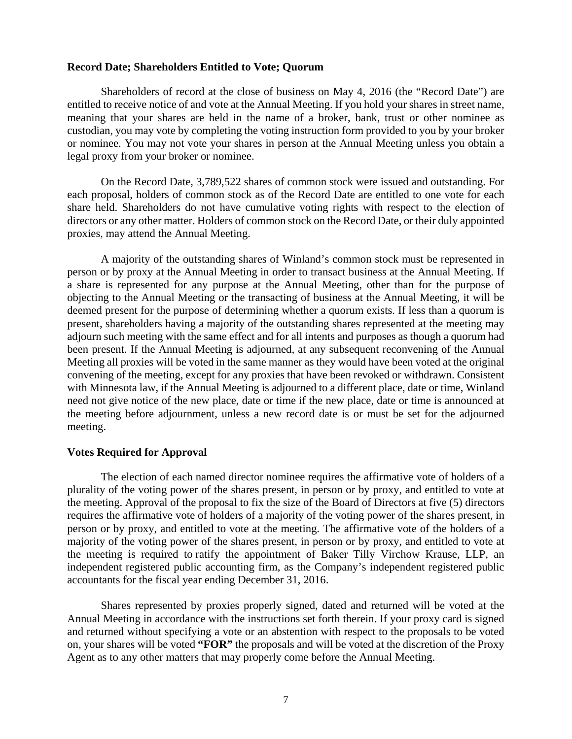**Record Date; Shareholders Entitled to Vote; Quorum**

Shareholders of record at the close of business on May 4, 2016 (the "Record Date") are entitled to receive notice of and vote at the Annual Meeting. If you hold your shares in street name, meaning that your shares are held in the name of a broker, bank, trust or other nominee as custodian, you may vote by completing the voting instruction form provided to you by your broker or nominee. You may not vote your shares in person at the Annual Meeting unless you obtain a legal proxy from your broker or nominee.

On the Record Date, 3,789,522 shares of common stock were issued and outstanding. For each proposal, holders of common stock as of the Record Date are entitled to one vote for each share held. Shareholders do not have cumulative voting rights with respect to the election of directors or any other matter. Holders of common stock on the Record Date, or their duly appointed proxies, may attend the Annual Meeting.

A majority of the outstanding shares of Winland's common stock must be represented in person or by proxy at the Annual Meeting in order to transact business at the Annual Meeting. If a share is represented for any purpose at the Annual Meeting, other than for the purpose of objecting to the Annual Meeting or the transacting of business at the Annual Meeting, it will be deemed present for the purpose of determining whether a quorum exists. If less than a quorum is present, shareholders having a majority of the outstanding shares represented at the meeting may adjourn such meeting with the same effect and for all intents and purposes as though a quorum had been present. If the Annual Meeting is adjourned, at any subsequent reconvening of the Annual Meeting all proxies will be voted in the same manner as they would have been voted at the original convening of the meeting, except for any proxies that have been revoked or withdrawn. Consistent with Minnesota law, if the Annual Meeting is adjourned to a different place, date or time, Winland need not give notice of the new place, date or time if the new place, date or time is announced at the meeting before adjournment, unless a new record date is or must be set for the adjourned meeting.

**Votes Required for Approval**

The election of each named director nominee requires the affirmative vote of holders of a plurality of the voting power of the shares present, in person or by proxy, and entitled to vote at the meeting. Approval of the proposal to fix the size of the Board of Directors at five (5) directors requires the affirmative vote of holders of a majority of the voting power of the shares present, in person or by proxy, and entitled to vote at the meeting. The affirmative vote of the holders of a majority of the voting power of the shares present, in person or by proxy, and entitled to vote at the meeting is required to ratify the appointment of Baker Tilly Virchow Krause, LLP, an independent registered public accounting firm, as the Company's independent registered public accountants for the fiscal year ending December 31, 2016.

Shares represented by proxies properly signed, dated and returned will be voted at the Annual Meeting in accordance with the instructions set forth therein. If your proxy card is signed and returned without specifying a vote or an abstention with respect to the proposals to be voted on, your shares will be voted **"FOR"** the proposals and will be voted at the discretion of the Proxy Agent as to any other matters that may properly come before the Annual Meeting.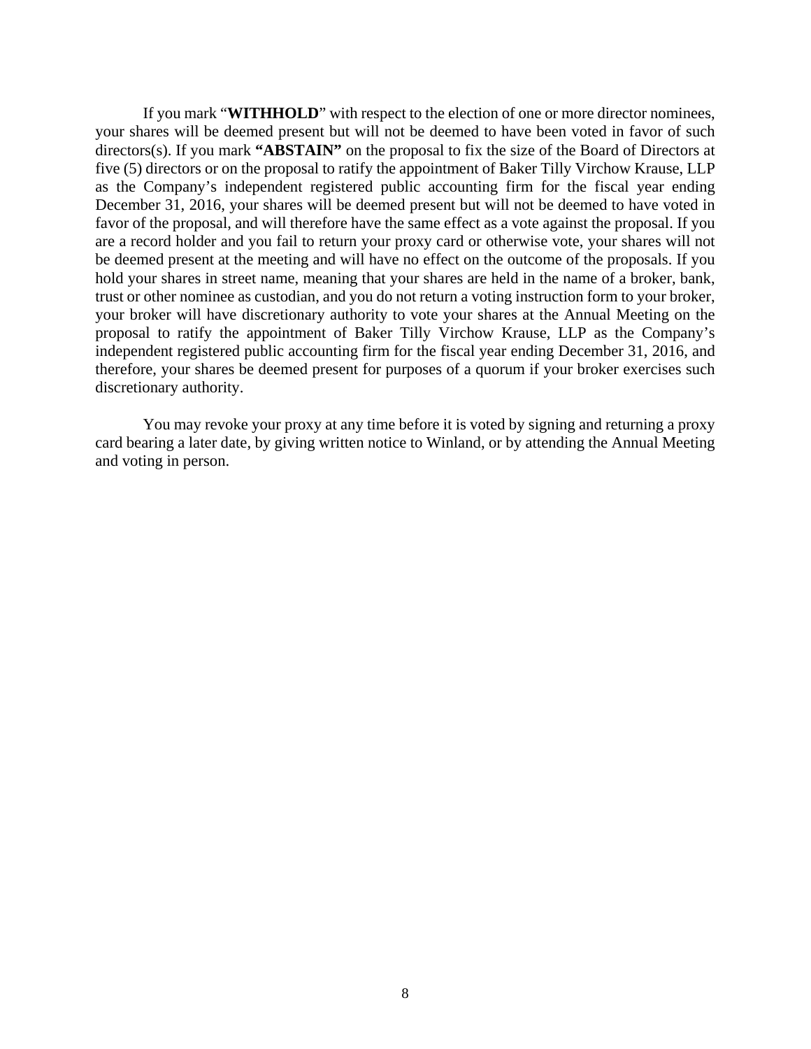If you mark "**WITHHOLD**" with respect to the election of one or more director nominees, your shares will be deemed present but will not be deemed to have been voted in favor of such directors(s). If you mark **"ABSTAIN"** on the proposal to fix the size of the Board of Directors at five (5) directors or on the proposal to ratify the appointment of Baker Tilly Virchow Krause, LLP as the Company's independent registered public accounting firm for the fiscal year ending December 31, 2016, your shares will be deemed present but will not be deemed to have voted in favor of the proposal, and will therefore have the same effect as a vote against the proposal. If you are a record holder and you fail to return your proxy card or otherwise vote, your shares will not be deemed present at the meeting and will have no effect on the outcome of the proposals. If you hold your shares in street name, meaning that your shares are held in the name of a broker, bank, trust or other nominee as custodian, and you do not return a voting instruction form to your broker, your broker will have discretionary authority to vote your shares at the Annual Meeting on the proposal to ratify the appointment of Baker Tilly Virchow Krause, LLP as the Company's independent registered public accounting firm for the fiscal year ending December 31, 2016, and therefore, your shares be deemed present for purposes of a quorum if your broker exercises such discretionary authority.

You may revoke your proxy at any time before it is voted by signing and returning a proxy card bearing a later date, by giving written notice to Winland, or by attending the Annual Meeting and voting in person.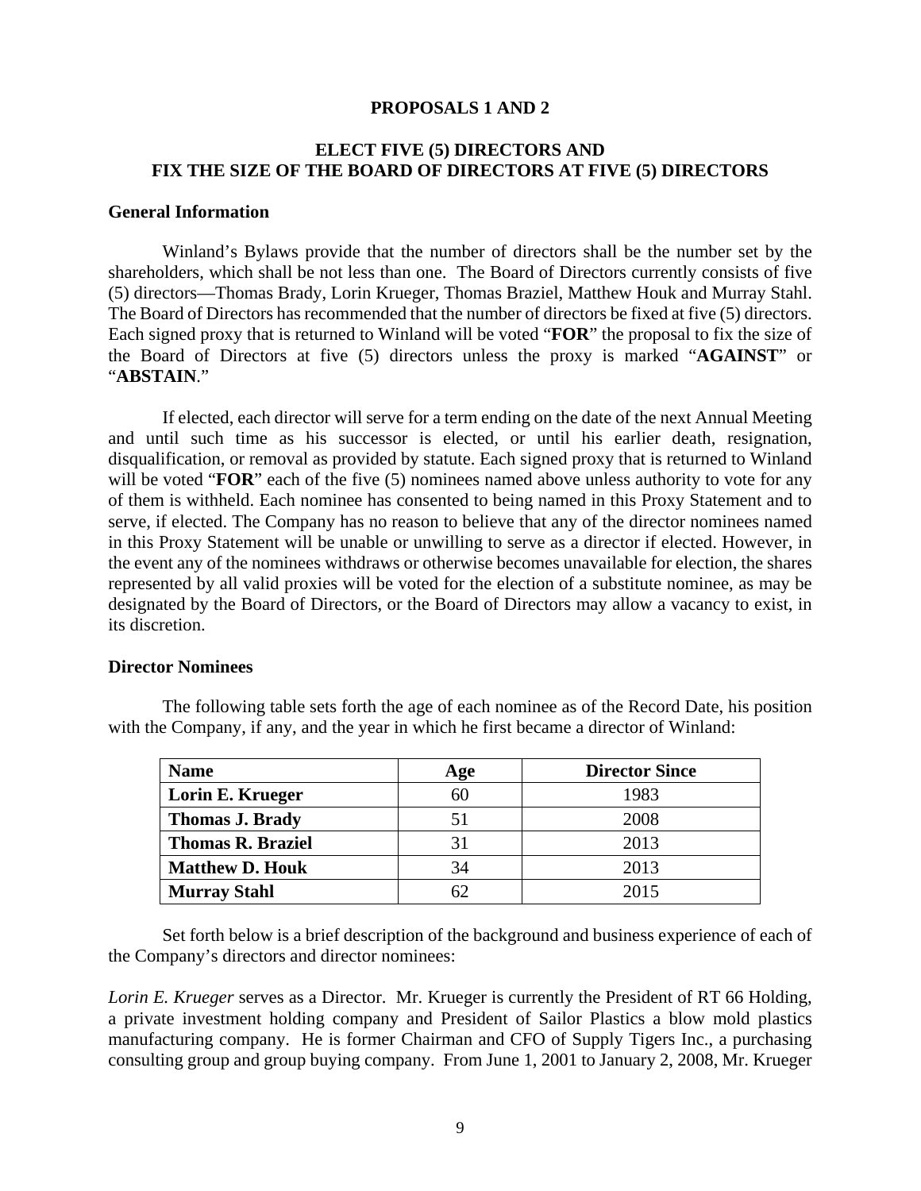## PROPOSALS 1 AND 2

## ELECT FIVE (5) DIRECTORS AND FIX THE SIZE OF THE BOARD OF DIRECTORS AT FIVE (5) DIRECTORS

### General Information

Winland's Bylaws provide that the number of directors shall be the number set by the shareholders, which shall be not less than one. The Board of Directors currently consists of five (5) directors—Thomas Brady, Lorin Krueger, Thomas Braziel, Matthew Houk and Murray Stahl. The Board of Directors has recommended that the number of directors be fixed at five (5) directors. Each signed proxy that is returned to Winland will be voted "**FOR**" the proposal to fix the size of the Board of Directors at five (5) directors unless the proxy is marked "**AGAINST**" or "**ABSTAIN**."

If elected, each director will serve for a term ending on the date of the next Annual Meeting and until such time as his successor is elected, or until his earlier death, resignation, disqualification, or removal as provided by statute. Each signed proxy that is returned to Winland will be voted "**FOR**" each of the five (5) nominees named above unless authority to vote for any of them is withheld. Each nominee has consented to being named in this Proxy Statement and to serve, if elected. The Company has no reason to believe that any of the director nominees named in this Proxy Statement will be unable or unwilling to serve as a director if elected. However, in the event any of the nominees withdraws or otherwise becomes unavailable for election, the shares represented by all valid proxies will be voted for the election of a substitute nominee, as may be designated by the Board of Directors, or the Board of Directors may allow a vacancy to exist, in its discretion.

### Director Nominees

The following table sets forth the age of each nominee as of the Record Date, his position with the Company, if any, and the year in which he first became a director of Winland:

| Name | Age | Director Since |
|---|---|---|
| **Lorin E. Krueger** | 60 | 1983 |
| **Thomas J. Brady** | 51 | 2008 |
| **Thomas R. Braziel** | 31 | 2013 |
| **Matthew D. Houk** | 34 | 2013 |
| **Murray Stahl** | 62 | 2015 |

Set forth below is a brief description of the background and business experience of each of the Company's directors and director nominees:

*Lorin E. Krueger* serves as a Director. Mr. Krueger is currently the President of RT 66 Holding, a private investment holding company and President of Sailor Plastics a blow mold plastics manufacturing company. He is former Chairman and CFO of Supply Tigers Inc., a purchasing consulting group and group buying company. From June 1, 2001 to January 2, 2008, Mr. Krueger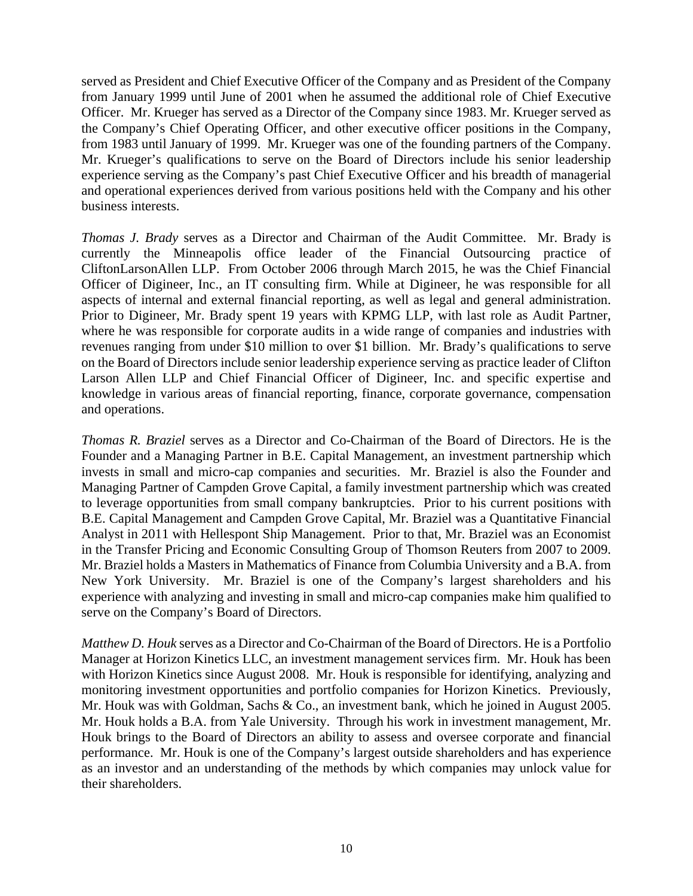served as President and Chief Executive Officer of the Company and as President of the Company from January 1999 until June of 2001 when he assumed the additional role of Chief Executive Officer. Mr. Krueger has served as a Director of the Company since 1983. Mr. Krueger served as the Company's Chief Operating Officer, and other executive officer positions in the Company, from 1983 until January of 1999. Mr. Krueger was one of the founding partners of the Company. Mr. Krueger's qualifications to serve on the Board of Directors include his senior leadership experience serving as the Company's past Chief Executive Officer and his breadth of managerial and operational experiences derived from various positions held with the Company and his other business interests.

*Thomas J. Brady* serves as a Director and Chairman of the Audit Committee. Mr. Brady is currently the Minneapolis office leader of the Financial Outsourcing practice of CliftonLarsonAllen LLP. From October 2006 through March 2015, he was the Chief Financial Officer of Digineer, Inc., an IT consulting firm. While at Digineer, he was responsible for all aspects of internal and external financial reporting, as well as legal and general administration. Prior to Digineer, Mr. Brady spent 19 years with KPMG LLP, with last role as Audit Partner, where he was responsible for corporate audits in a wide range of companies and industries with revenues ranging from under $10 million to over $1 billion. Mr. Brady's qualifications to serve on the Board of Directors include senior leadership experience serving as practice leader of Clifton Larson Allen LLP and Chief Financial Officer of Digineer, Inc. and specific expertise and knowledge in various areas of financial reporting, finance, corporate governance, compensation and operations.

*Thomas R. Braziel* serves as a Director and Co-Chairman of the Board of Directors. He is the Founder and a Managing Partner in B.E. Capital Management, an investment partnership which invests in small and micro-cap companies and securities. Mr. Braziel is also the Founder and Managing Partner of Campden Grove Capital, a family investment partnership which was created to leverage opportunities from small company bankruptcies. Prior to his current positions with B.E. Capital Management and Campden Grove Capital, Mr. Braziel was a Quantitative Financial Analyst in 2011 with Hellespont Ship Management. Prior to that, Mr. Braziel was an Economist in the Transfer Pricing and Economic Consulting Group of Thomson Reuters from 2007 to 2009. Mr. Braziel holds a Masters in Mathematics of Finance from Columbia University and a B.A. from New York University. Mr. Braziel is one of the Company's largest shareholders and his experience with analyzing and investing in small and micro-cap companies make him qualified to serve on the Company's Board of Directors.

*Matthew D. Houk* serves as a Director and Co-Chairman of the Board of Directors. He is a Portfolio Manager at Horizon Kinetics LLC, an investment management services firm. Mr. Houk has been with Horizon Kinetics since August 2008. Mr. Houk is responsible for identifying, analyzing and monitoring investment opportunities and portfolio companies for Horizon Kinetics. Previously, Mr. Houk was with Goldman, Sachs & Co., an investment bank, which he joined in August 2005. Mr. Houk holds a B.A. from Yale University. Through his work in investment management, Mr. Houk brings to the Board of Directors an ability to assess and oversee corporate and financial performance. Mr. Houk is one of the Company's largest outside shareholders and has experience as an investor and an understanding of the methods by which companies may unlock value for their shareholders.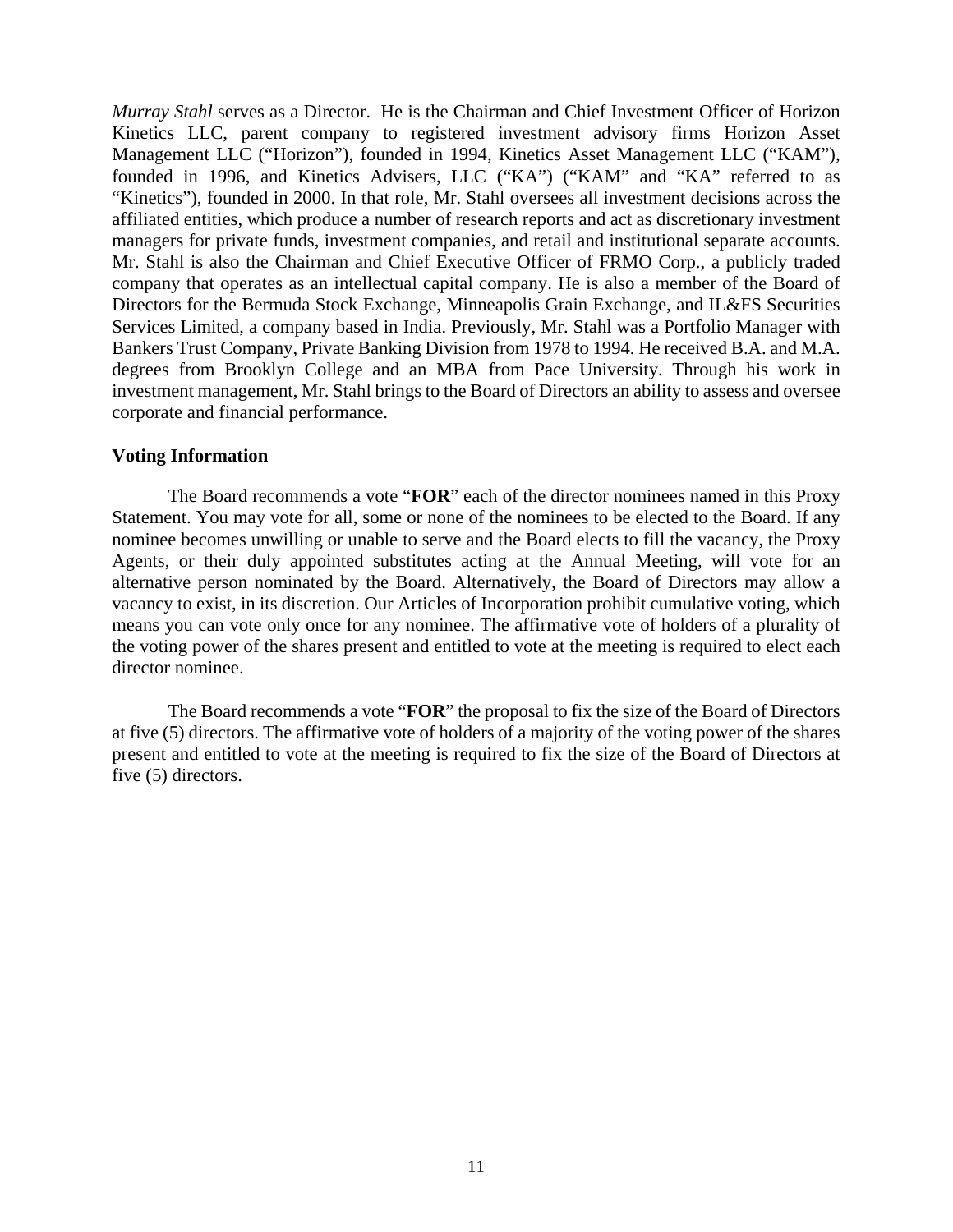*Murray Stahl* serves as a Director. He is the Chairman and Chief Investment Officer of Horizon Kinetics LLC, parent company to registered investment advisory firms Horizon Asset Management LLC ("Horizon"), founded in 1994, Kinetics Asset Management LLC ("KAM"), founded in 1996, and Kinetics Advisers, LLC ("KA") ("KAM" and "KA" referred to as "Kinetics"), founded in 2000. In that role, Mr. Stahl oversees all investment decisions across the affiliated entities, which produce a number of research reports and act as discretionary investment managers for private funds, investment companies, and retail and institutional separate accounts. Mr. Stahl is also the Chairman and Chief Executive Officer of FRMO Corp., a publicly traded company that operates as an intellectual capital company. He is also a member of the Board of Directors for the Bermuda Stock Exchange, Minneapolis Grain Exchange, and IL&FS Securities Services Limited, a company based in India. Previously, Mr. Stahl was a Portfolio Manager with Bankers Trust Company, Private Banking Division from 1978 to 1994. He received B.A. and M.A. degrees from Brooklyn College and an MBA from Pace University. Through his work in investment management, Mr. Stahl brings to the Board of Directors an ability to assess and oversee corporate and financial performance.

**Voting Information**

The Board recommends a vote "**FOR**" each of the director nominees named in this Proxy Statement. You may vote for all, some or none of the nominees to be elected to the Board. If any nominee becomes unwilling or unable to serve and the Board elects to fill the vacancy, the Proxy Agents, or their duly appointed substitutes acting at the Annual Meeting, will vote for an alternative person nominated by the Board. Alternatively, the Board of Directors may allow a vacancy to exist, in its discretion. Our Articles of Incorporation prohibit cumulative voting, which means you can vote only once for any nominee. The affirmative vote of holders of a plurality of the voting power of the shares present and entitled to vote at the meeting is required to elect each director nominee.

The Board recommends a vote "**FOR**" the proposal to fix the size of the Board of Directors at five (5) directors. The affirmative vote of holders of a majority of the voting power of the shares present and entitled to vote at the meeting is required to fix the size of the Board of Directors at five (5) directors.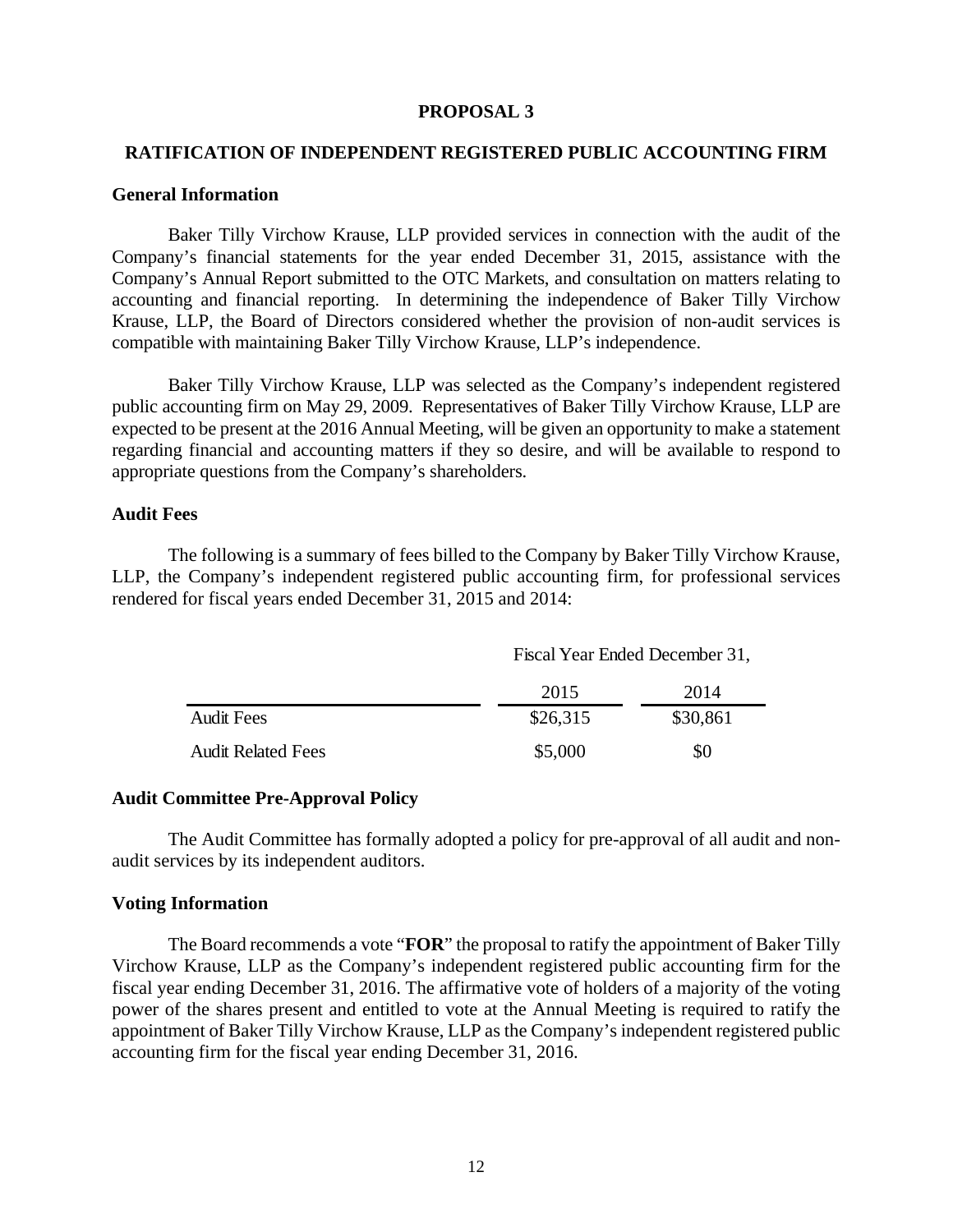# PROPOSAL 3

## RATIFICATION OF INDEPENDENT REGISTERED PUBLIC ACCOUNTING FIRM

### General Information

Baker Tilly Virchow Krause, LLP provided services in connection with the audit of the Company's financial statements for the year ended December 31, 2015, assistance with the Company's Annual Report submitted to the OTC Markets, and consultation on matters relating to accounting and financial reporting. In determining the independence of Baker Tilly Virchow Krause, LLP, the Board of Directors considered whether the provision of non-audit services is compatible with maintaining Baker Tilly Virchow Krause, LLP's independence.

Baker Tilly Virchow Krause, LLP was selected as the Company's independent registered public accounting firm on May 29, 2009. Representatives of Baker Tilly Virchow Krause, LLP are expected to be present at the 2016 Annual Meeting, will be given an opportunity to make a statement regarding financial and accounting matters if they so desire, and will be available to respond to appropriate questions from the Company's shareholders.

### Audit Fees

The following is a summary of fees billed to the Company by Baker Tilly Virchow Krause, LLP, the Company's independent registered public accounting firm, for professional services rendered for fiscal years ended December 31, 2015 and 2014:

| | Fiscal Year Ended December 31, | |
|---|---|---|
| | 2015 | 2014 |
| Audit Fees | $26,315 | $30,861 |
| Audit Related Fees | $5,000 | $0 |

### Audit Committee Pre-Approval Policy

The Audit Committee has formally adopted a policy for pre-approval of all audit and non-audit services by its independent auditors.

### Voting Information

The Board recommends a vote "**FOR**" the proposal to ratify the appointment of Baker Tilly Virchow Krause, LLP as the Company's independent registered public accounting firm for the fiscal year ending December 31, 2016. The affirmative vote of holders of a majority of the voting power of the shares present and entitled to vote at the Annual Meeting is required to ratify the appointment of Baker Tilly Virchow Krause, LLP as the Company's independent registered public accounting firm for the fiscal year ending December 31, 2016.